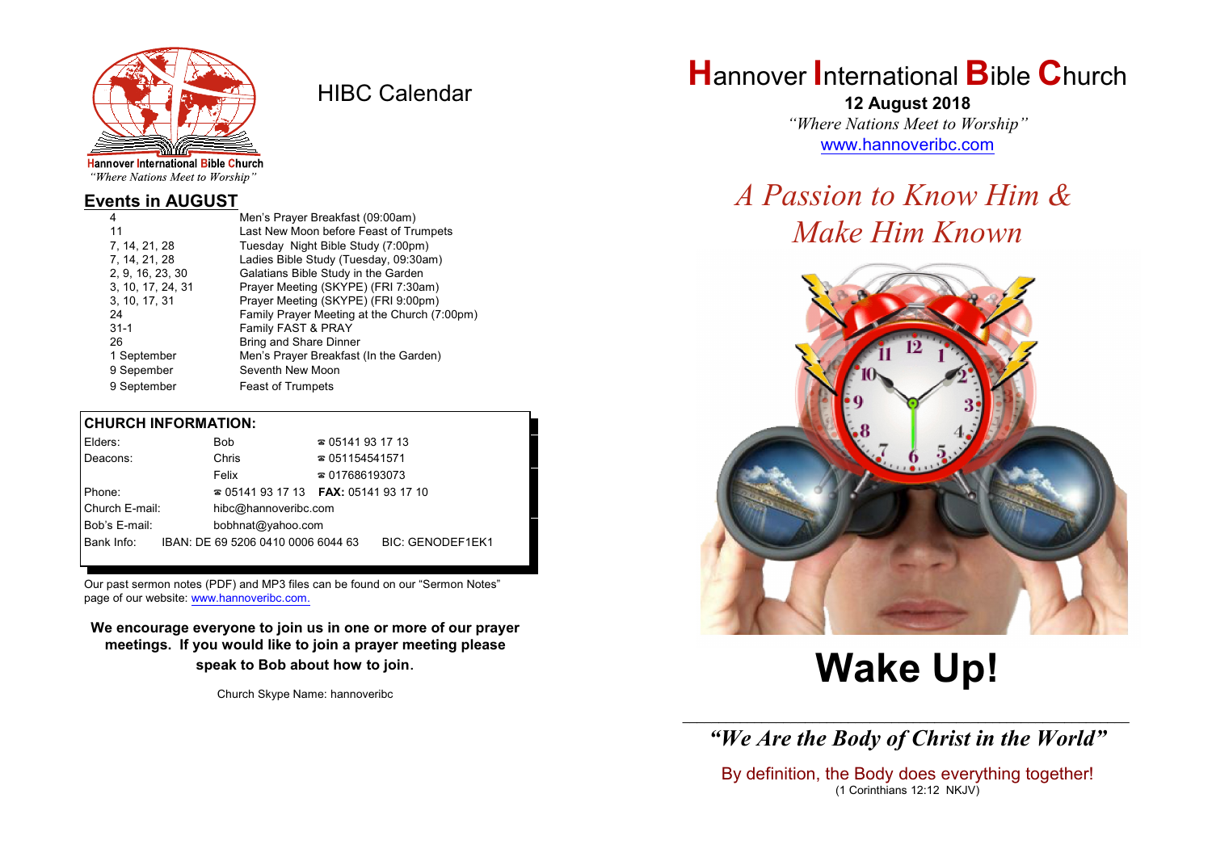Hannover International Bible Church
*"Where Nations Meet to Worship"*

# HIBC Calendar

## Events in AUGUST

| | |
|---|---|
| 4 | Men's Prayer Breakfast (09:00am) |
| 11 | Last New Moon before Feast of Trumpets |
| 7, 14, 21, 28 | Tuesday Night Bible Study (7:00pm) |
| 7, 14, 21, 28 | Ladies Bible Study (Tuesday, 09:30am) |
| 2, 9, 16, 23, 30 | Galatians Bible Study in the Garden |
| 3, 10, 17, 24, 31 | Prayer Meeting (SKYPE) (FRI 7:30am) |
| 3, 10, 17, 31 | Prayer Meeting (SKYPE) (FRI 9:00pm) |
| 24 | Family Prayer Meeting at the Church (7:00pm) |
| 31-1 | Family FAST & PRAY |
| 26 | Bring and Share Dinner |
| 1 September | Men's Prayer Breakfast (In the Garden) |
| 9 Sepember | Seventh New Moon |
| 9 September | Feast of Trumpets |

## CHURCH INFORMATION:

| | | |
|---|---|---|
| Elders: | Bob | ☎ 05141 93 17 13 |
| Deacons: | Chris | ☎ 051154541571 |
| | Felix | ☎ 017686193073 |
| Phone: | ☎ 05141 93 17 13 | **FAX:** 05141 93 17 10 |
| Church E-mail: | hibc@hannoveribc.com | |
| Bob's E-mail: | bobhnat@yahoo.com | |
| Bank Info: | IBAN: DE 69 5206 0410 0006 6044 63 | BIC: GENODEF1EK1 |

Our past sermon notes (PDF) and MP3 files can be found on our "Sermon Notes" page of our website: www.hannoveribc.com.

**We encourage everyone to join us in one or more of our prayer meetings. If you would like to join a prayer meeting please speak to Bob about how to join.**

Church Skype Name: hannoveribc

# Hannover International Bible Church

**12 August 2018**

*"Where Nations Meet to Worship"*

www.hannoveribc.com

## *A Passion to Know Him & Make Him Known*

# Wake Up!

---

***"We Are the Body of Christ in the World"***

By definition, the Body does everything together!
(1 Corinthians 12:12 NKJV)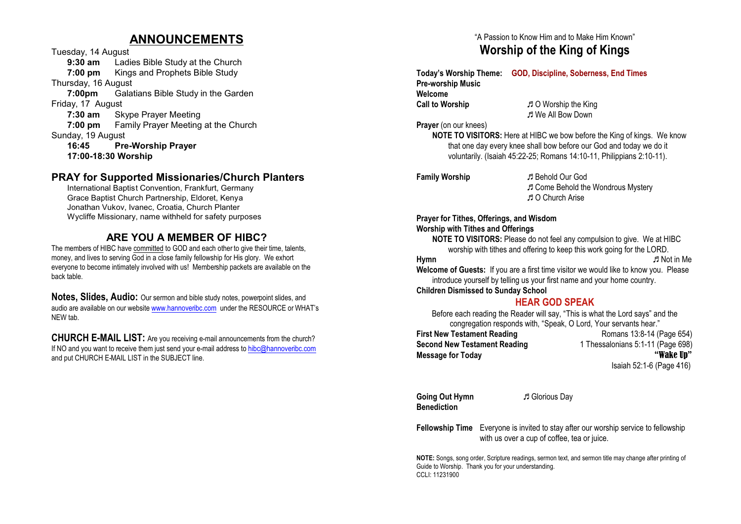## ANNOUNCEMENTS

Tuesday, 14 August

- **9:30 am** Ladies Bible Study at the Church
- **7:00 pm** Kings and Prophets Bible Study

Thursday, 16 August

- **7:00pm** Galatians Bible Study in the Garden

Friday, 17 August

- **7:30 am** Skype Prayer Meeting
- **7:00 pm** Family Prayer Meeting at the Church

Sunday, 19 August

- **16:45 Pre-Worship Prayer**
- **17:00-18:30 Worship**

### PRAY for Supported Missionaries/Church Planters

International Baptist Convention, Frankfurt, Germany
Grace Baptist Church Partnership, Eldoret, Kenya
Jonathan Vukov, Ivanec, Croatia, Church Planter
Wycliffe Missionary, name withheld for safety purposes

### ARE YOU A MEMBER OF HIBC?

The members of HIBC have committed to GOD and each other to give their time, talents, money, and lives to serving God in a close family fellowship for His glory. We exhort everyone to become intimately involved with us! Membership packets are available on the back table.

**Notes, Slides, Audio:** Our sermon and bible study notes, powerpoint slides, and audio are available on our website www.hannoveribc.com under the RESOURCE or WHAT's NEW tab.

**CHURCH E-MAIL LIST:** Are you receiving e-mail announcements from the church? If NO and you want to receive them just send your e-mail address to hibc@hannoveribc.com and put CHURCH E-MAIL LIST in the SUBJECT line.

"A Passion to Know Him and to Make Him Known"

# Worship of the King of Kings

**Today's Worship Theme:** **GOD, Discipline, Soberness, End Times**

**Pre-worship Music**

**Welcome**

**Call to Worship** ♬ O Worship the King
♬ We All Bow Down

**Prayer** (on our knees)

**NOTE TO VISITORS:** Here at HIBC we bow before the King of kings. We know that one day every knee shall bow before our God and today we do it voluntarily. (Isaiah 45:22-25; Romans 14:10-11, Philippians 2:10-11).

**Family Worship** ♬ Behold Our God
♬ Come Behold the Wondrous Mystery
♬ O Church Arise

**Prayer for Tithes, Offerings, and Wisdom**

**Worship with Tithes and Offerings**

**NOTE TO VISITORS:** Please do not feel any compulsion to give. We at HIBC worship with tithes and offering to keep this work going for the LORD.

**Hymn** ♬ Not in Me

**Welcome of Guests:** If you are a first time visitor we would like to know you. Please introduce yourself by telling us your first name and your home country.

**Children Dismissed to Sunday School**

## HEAR GOD SPEAK

Before each reading the Reader will say, "This is what the Lord says" and the congregation responds with, "Speak, O Lord, Your servants hear."

**First New Testament Reading** Romans 13:8-14 (Page 654)

**Second New Testament Reading** 1 Thessalonians 5:1-11 (Page 698)

**Message for Today** **"Wake Up"**
Isaiah 52:1-6 (Page 416)

**Going Out Hymn** ♬ Glorious Day

**Benediction**

**Fellowship Time** Everyone is invited to stay after our worship service to fellowship with us over a cup of coffee, tea or juice.

**NOTE:** Songs, song order, Scripture readings, sermon text, and sermon title may change after printing of Guide to Worship. Thank you for your understanding.
CCLI: 11231900